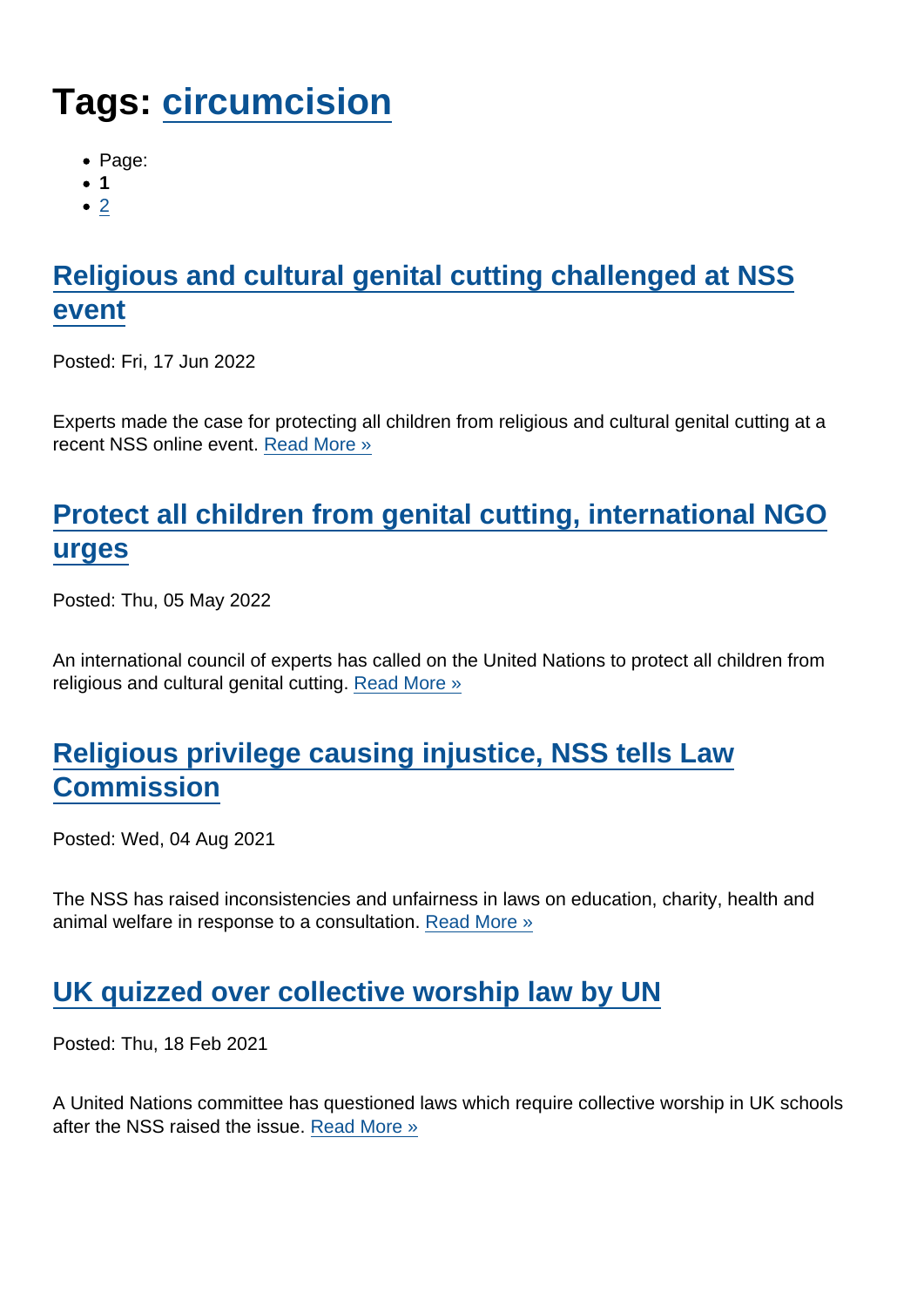# Tags: circumcision

- Page:
- **1**
- 2

## Religious and cultural genital cutting challenged at NSS event

Posted: Fri, 17 Jun 2022

Experts made the case for protecting all children from religious and cultural genital cutting at a recent NSS online event. Read More »

## Protect all children from genital cutting, international NGO urges

Posted: Thu, 05 May 2022

An international council of experts has called on the United Nations to protect all children from religious and cultural genital cutting. Read More »

## Religious privilege causing injustice, NSS tells Law Commission

Posted: Wed, 04 Aug 2021

The NSS has raised inconsistencies and unfairness in laws on education, charity, health and animal welfare in response to a consultation. Read More »

## UK quizzed over collective worship law by UN

Posted: Thu, 18 Feb 2021

A United Nations committee has questioned laws which require collective worship in UK schools after the NSS raised the issue. Read More »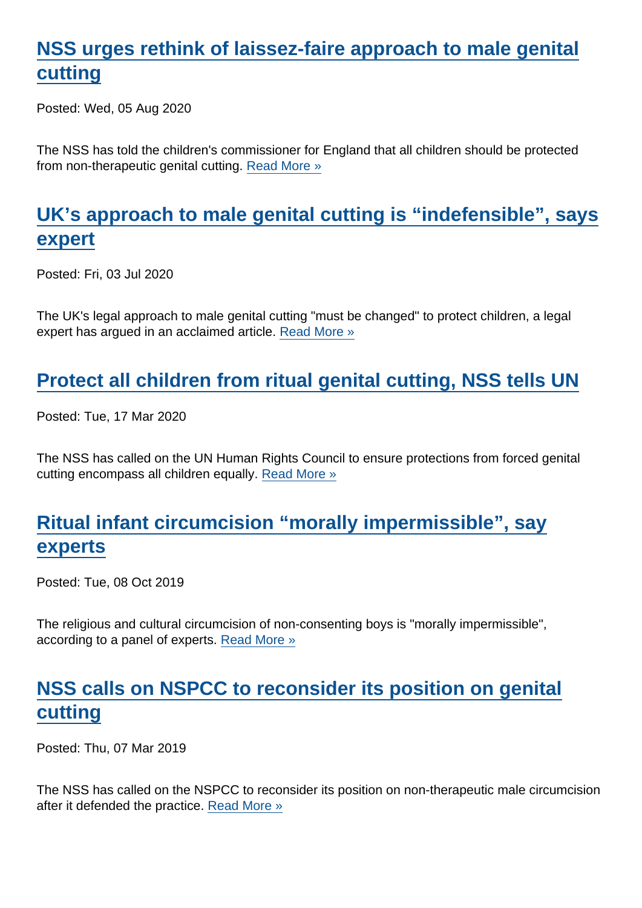## NSS urges rethink of laissez-faire approach to male genital cutting

Posted: Wed, 05 Aug 2020

The NSS has told the children's commissioner for England that all children should be protected from non-therapeutic genital cutting. Read More »

## UK’s approach to male genital cutting is “indefensible”, says expert

Posted: Fri, 03 Jul 2020

The UK's legal approach to male genital cutting "must be changed" to protect children, a legal expert has argued in an acclaimed article. Read More »

## Protect all children from ritual genital cutting, NSS tells UN

Posted: Tue, 17 Mar 2020

The NSS has called on the UN Human Rights Council to ensure protections from forced genital cutting encompass all children equally. Read More »

## Ritual infant circumcision “morally impermissible”, say experts

Posted: Tue, 08 Oct 2019

The religious and cultural circumcision of non-consenting boys is "morally impermissible", according to a panel of experts. Read More »

## NSS calls on NSPCC to reconsider its position on genital cutting

Posted: Thu, 07 Mar 2019

The NSS has called on the NSPCC to reconsider its position on non-therapeutic male circumcision after it defended the practice. Read More »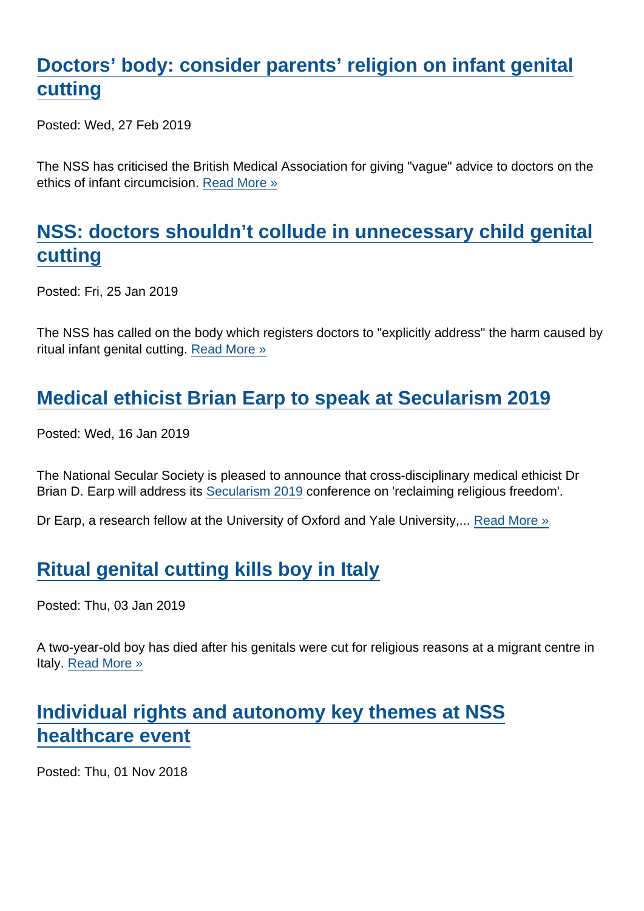## Doctors' body: consider parents' religion on infant genital cutting

Posted: Wed, 27 Feb 2019

The NSS has criticised the British Medical Association for giving "vague" advice to doctors on the ethics of infant circumcision. Read More »

## NSS: doctors shouldn't collude in unnecessary child genital cutting

Posted: Fri, 25 Jan 2019

The NSS has called on the body which registers doctors to "explicitly address" the harm caused by ritual infant genital cutting. Read More »

## Medical ethicist Brian Earp to speak at Secularism 2019

Posted: Wed, 16 Jan 2019

The National Secular Society is pleased to announce that cross-disciplinary medical ethicist Dr Brian D. Earp will address its Secularism 2019 conference on 'reclaiming religious freedom'.

Dr Earp, a research fellow at the University of Oxford and Yale University,... Read More »

## Ritual genital cutting kills boy in Italy

Posted: Thu, 03 Jan 2019

A two-year-old boy has died after his genitals were cut for religious reasons at a migrant centre in Italy. Read More »

## Individual rights and autonomy key themes at NSS healthcare event

Posted: Thu, 01 Nov 2018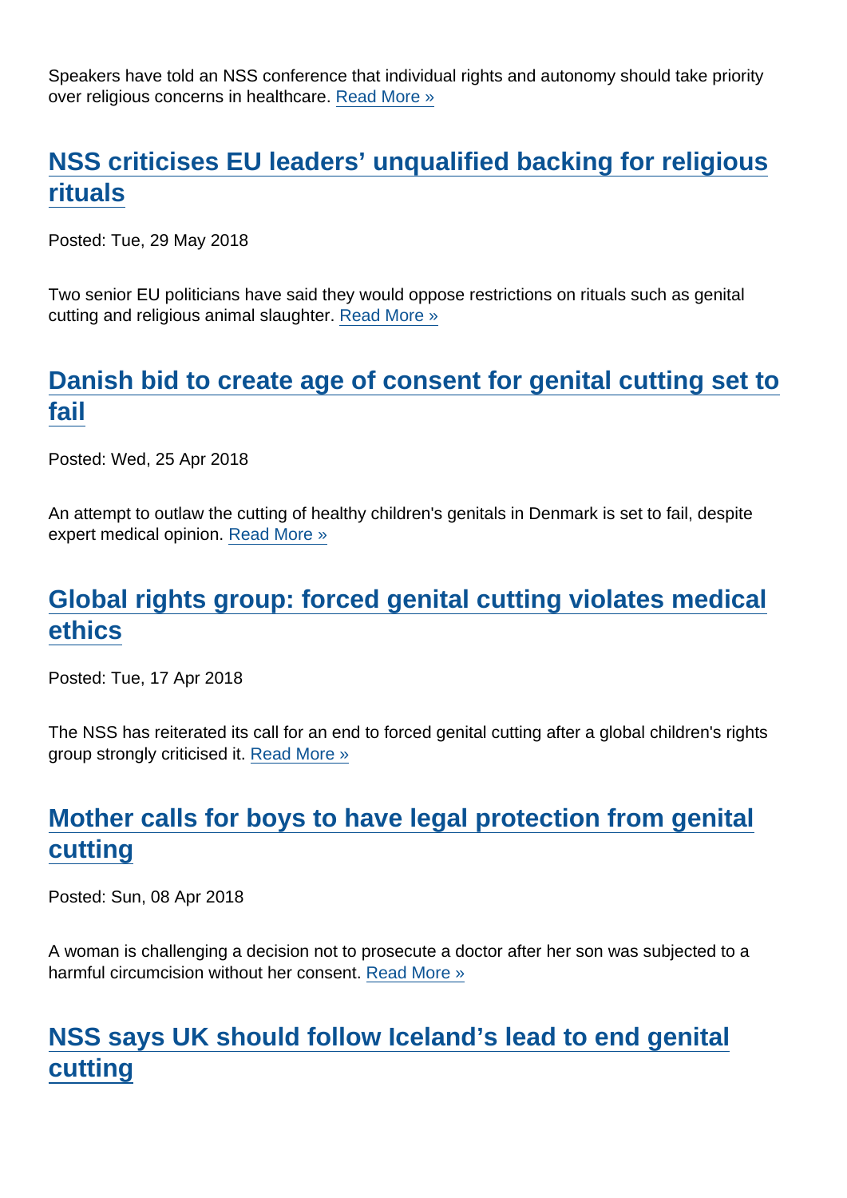Speakers have told an NSS conference that individual rights and autonomy should take priority over religious concerns in healthcare. [Read More »]

## [NSS criticises EU leaders' unqualified backing for religious rituals]

Posted: Tue, 29 May 2018

Two senior EU politicians have said they would oppose restrictions on rituals such as genital cutting and religious animal slaughter. [Read More »]

## [Danish bid to create age of consent for genital cutting set to fail]

Posted: Wed, 25 Apr 2018

An attempt to outlaw the cutting of healthy children's genitals in Denmark is set to fail, despite expert medical opinion. [Read More »]

## [Global rights group: forced genital cutting violates medical ethics]

Posted: Tue, 17 Apr 2018

The NSS has reiterated its call for an end to forced genital cutting after a global children's rights group strongly criticised it. [Read More »]

## [Mother calls for boys to have legal protection from genital cutting]

Posted: Sun, 08 Apr 2018

A woman is challenging a decision not to prosecute a doctor after her son was subjected to a harmful circumcision without her consent. [Read More »]

## [NSS says UK should follow Iceland's lead to end genital cutting]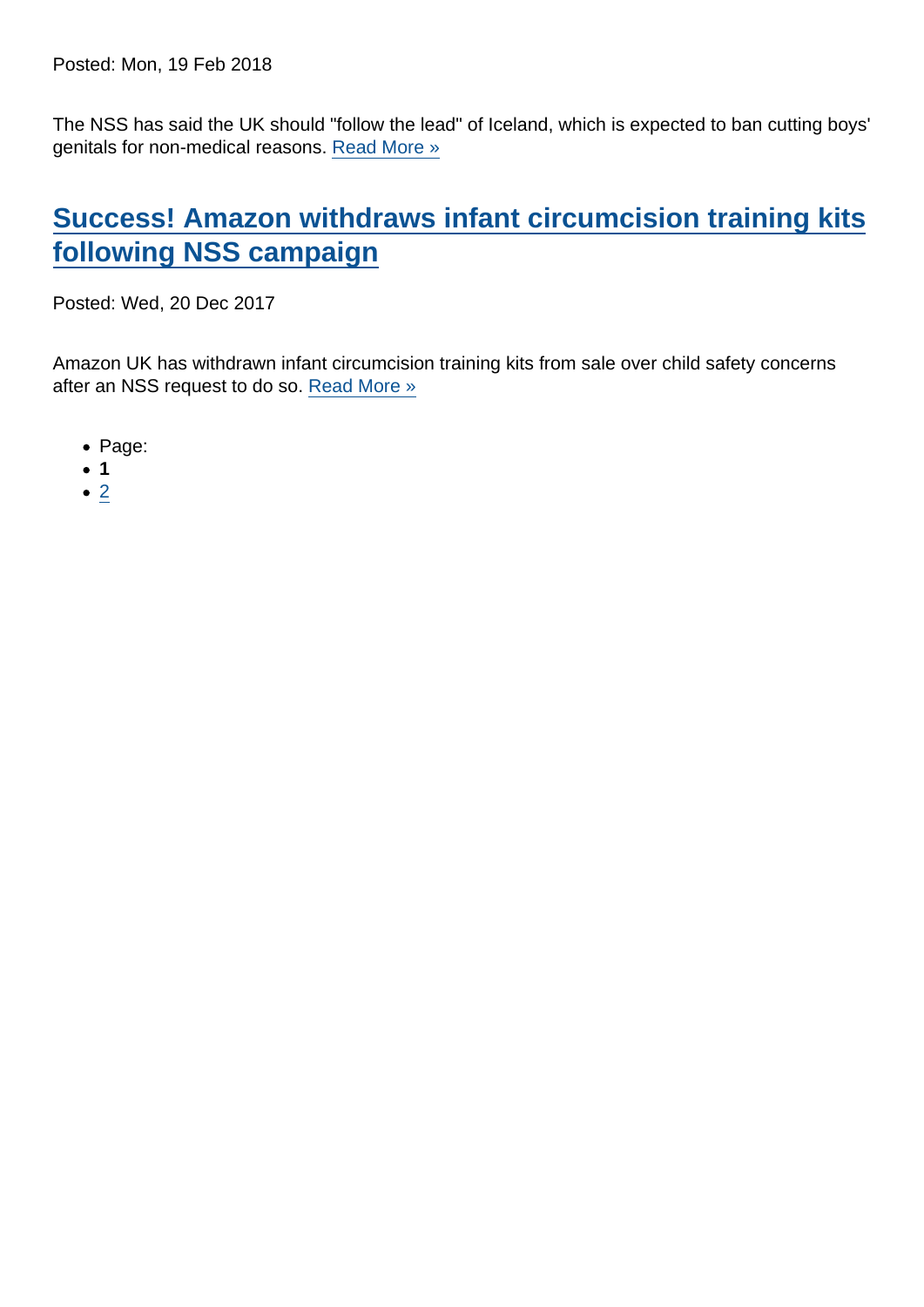Posted: Mon, 19 Feb 2018

The NSS has said the UK should "follow the lead" of Iceland, which is expected to ban cutting boys' genitals for non-medical reasons. Read More »

## Success! Amazon withdraws infant circumcision training kits following NSS campaign

Posted: Wed, 20 Dec 2017

Amazon UK has withdrawn infant circumcision training kits from sale over child safety concerns after an NSS request to do so. Read More »

- Page:
- **1**
- 2